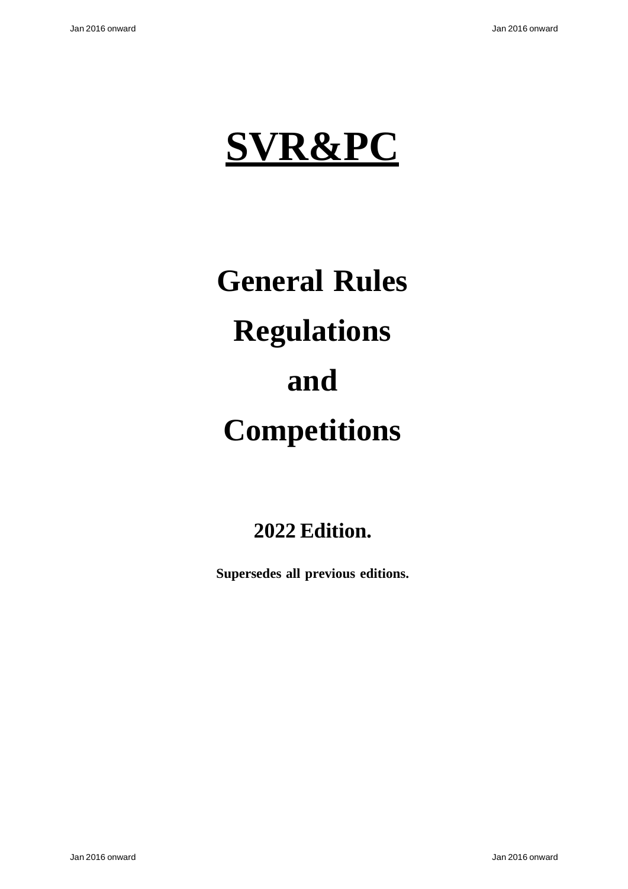# SVR&PC

## General Rules

## Regulations

## and

## Competitions

**2022 Edition.**

**Supersedes all previous editions.**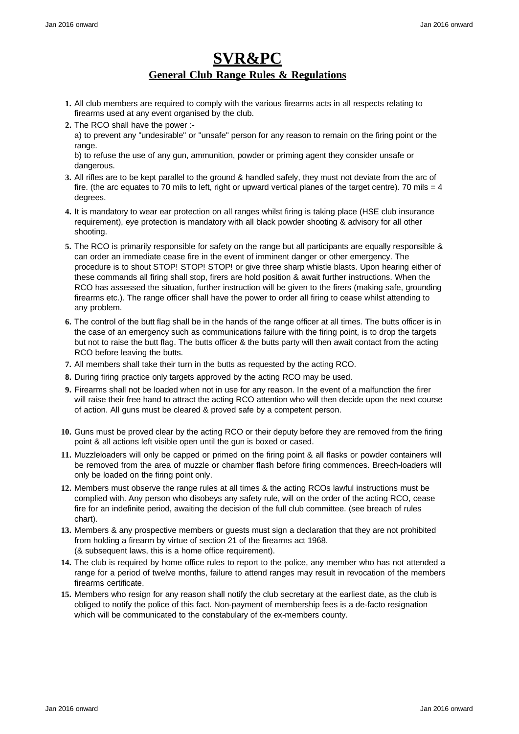# SVR&PC

## General Club Range Rules & Regulations

1. All club members are required to comply with the various firearms acts in all respects relating to firearms used at any event organised by the club.
2. The RCO shall have the power :-
   a) to prevent any "undesirable" or "unsafe" person for any reason to remain on the firing point or the range.
   b) to refuse the use of any gun, ammunition, powder or priming agent they consider unsafe or dangerous.
3. All rifles are to be kept parallel to the ground & handled safely, they must not deviate from the arc of fire. (the arc equates to 70 mils to left, right or upward vertical planes of the target centre). 70 mils = 4 degrees.
4. It is mandatory to wear ear protection on all ranges whilst firing is taking place (HSE club insurance requirement), eye protection is mandatory with all black powder shooting & advisory for all other shooting.
5. The RCO is primarily responsible for safety on the range but all participants are equally responsible & can order an immediate cease fire in the event of imminent danger or other emergency. The procedure is to shout STOP! STOP! STOP! or give three sharp whistle blasts. Upon hearing either of these commands all firing shall stop, firers are hold position & await further instructions. When the RCO has assessed the situation, further instruction will be given to the firers (making safe, grounding firearms etc.). The range officer shall have the power to order all firing to cease whilst attending to any problem.
6. The control of the butt flag shall be in the hands of the range officer at all times. The butts officer is in the case of an emergency such as communications failure with the firing point, is to drop the targets but not to raise the butt flag. The butts officer & the butts party will then await contact from the acting RCO before leaving the butts.
7. All members shall take their turn in the butts as requested by the acting RCO.
8. During firing practice only targets approved by the acting RCO may be used.
9. Firearms shall not be loaded when not in use for any reason. In the event of a malfunction the firer will raise their free hand to attract the acting RCO attention who will then decide upon the next course of action. All guns must be cleared & proved safe by a competent person.
10. Guns must be proved clear by the acting RCO or their deputy before they are removed from the firing point & all actions left visible open until the gun is boxed or cased.
11. Muzzleloaders will only be capped or primed on the firing point & all flasks or powder containers will be removed from the area of muzzle or chamber flash before firing commences. Breech-loaders will only be loaded on the firing point only.
12. Members must observe the range rules at all times & the acting RCOs lawful instructions must be complied with. Any person who disobeys any safety rule, will on the order of the acting RCO, cease fire for an indefinite period, awaiting the decision of the full club committee. (see breach of rules chart).
13. Members & any prospective members or guests must sign a declaration that they are not prohibited from holding a firearm by virtue of section 21 of the firearms act 1968.
    (& subsequent laws, this is a home office requirement).
14. The club is required by home office rules to report to the police, any member who has not attended a range for a period of twelve months, failure to attend ranges may result in revocation of the members firearms certificate.
15. Members who resign for any reason shall notify the club secretary at the earliest date, as the club is obliged to notify the police of this fact. Non-payment of membership fees is a de-facto resignation which will be communicated to the constabulary of the ex-members county.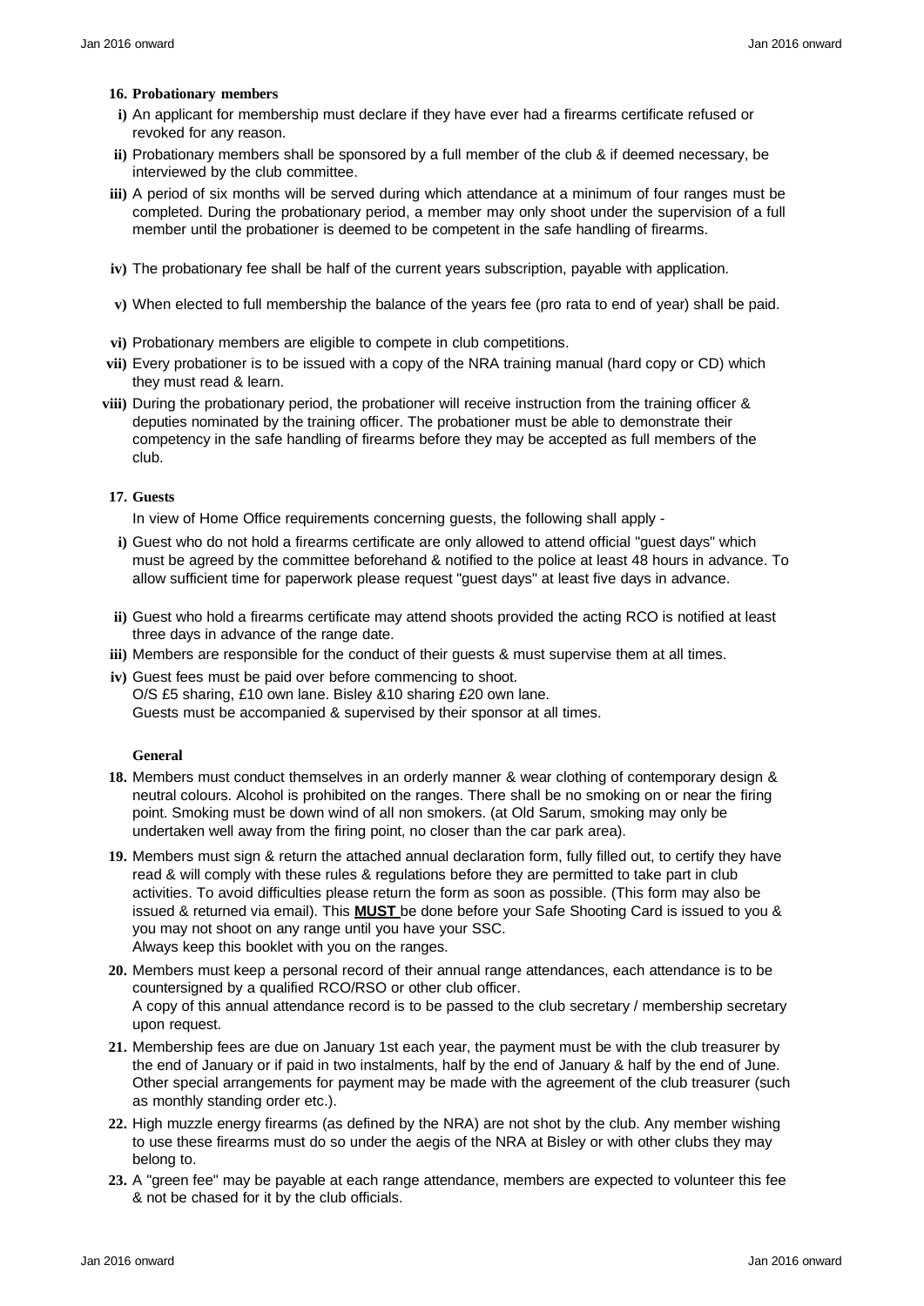**16. Probationary members**

- **i)** An applicant for membership must declare if they have ever had a firearms certificate refused or revoked for any reason.
- **ii)** Probationary members shall be sponsored by a full member of the club & if deemed necessary, be interviewed by the club committee.
- **iii)** A period of six months will be served during which attendance at a minimum of four ranges must be completed. During the probationary period, a member may only shoot under the supervision of a full member until the probationer is deemed to be competent in the safe handling of firearms.
- **iv)** The probationary fee shall be half of the current years subscription, payable with application.
- **v)** When elected to full membership the balance of the years fee (pro rata to end of year) shall be paid.
- **vi)** Probationary members are eligible to compete in club competitions.
- **vii)** Every probationer is to be issued with a copy of the NRA training manual (hard copy or CD) which they must read & learn.
- **viii)** During the probationary period, the probationer will receive instruction from the training officer & deputies nominated by the training officer. The probationer must be able to demonstrate their competency in the safe handling of firearms before they may be accepted as full members of the club.

**17. Guests**

In view of Home Office requirements concerning guests, the following shall apply -

- **i)** Guest who do not hold a firearms certificate are only allowed to attend official "guest days" which must be agreed by the committee beforehand & notified to the police at least 48 hours in advance. To allow sufficient time for paperwork please request "guest days" at least five days in advance.
- **ii)** Guest who hold a firearms certificate may attend shoots provided the acting RCO is notified at least three days in advance of the range date.
- **iii)** Members are responsible for the conduct of their guests & must supervise them at all times.
- **iv)** Guest fees must be paid over before commencing to shoot.
  O/S £5 sharing, £10 own lane. Bisley &10 sharing £20 own lane.
  Guests must be accompanied & supervised by their sponsor at all times.

**General**

**18.** Members must conduct themselves in an orderly manner & wear clothing of contemporary design & neutral colours. Alcohol is prohibited on the ranges. There shall be no smoking on or near the firing point. Smoking must be down wind of all non smokers. (at Old Sarum, smoking may only be undertaken well away from the firing point, no closer than the car park area).

**19.** Members must sign & return the attached annual declaration form, fully filled out, to certify they have read & will comply with these rules & regulations before they are permitted to take part in club activities. To avoid difficulties please return the form as soon as possible. (This form may also be issued & returned via email). This **<u>MUST</u>** be done before your Safe Shooting Card is issued to you & you may not shoot on any range until you have your SSC.
Always keep this booklet with you on the ranges.

**20.** Members must keep a personal record of their annual range attendances, each attendance is to be countersigned by a qualified RCO/RSO or other club officer.
A copy of this annual attendance record is to be passed to the club secretary / membership secretary upon request.

**21.** Membership fees are due on January 1st each year, the payment must be with the club treasurer by the end of January or if paid in two instalments, half by the end of January & half by the end of June. Other special arrangements for payment may be made with the agreement of the club treasurer (such as monthly standing order etc.).

**22.** High muzzle energy firearms (as defined by the NRA) are not shot by the club. Any member wishing to use these firearms must do so under the aegis of the NRA at Bisley or with other clubs they may belong to.

**23.** A "green fee" may be payable at each range attendance, members are expected to volunteer this fee & not be chased for it by the club officials.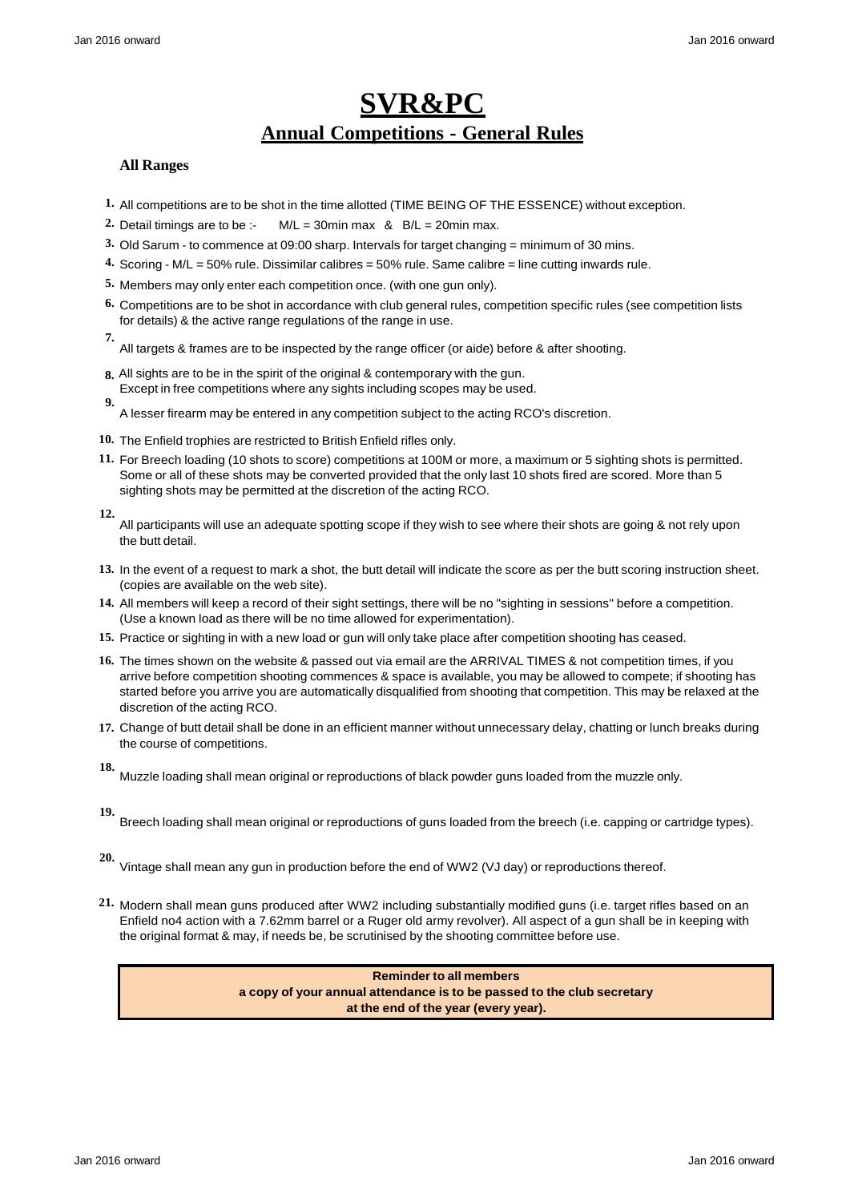# SVR&PC

## Annual Competitions - General Rules

### All Ranges

1. All competitions are to be shot in the time allotted (TIME BEING OF THE ESSENCE) without exception.
2. Detail timings are to be :- M/L = 30min max & B/L = 20min max.
3. Old Sarum - to commence at 09:00 sharp. Intervals for target changing = minimum of 30 mins.
4. Scoring - M/L = 50% rule. Dissimilar calibres = 50% rule. Same calibre = line cutting inwards rule.
5. Members may only enter each competition once. (with one gun only).
6. Competitions are to be shot in accordance with club general rules, competition specific rules (see competition lists for details) & the active range regulations of the range in use.
7. All targets & frames are to be inspected by the range officer (or aide) before & after shooting.
8. All sights are to be in the spirit of the original & contemporary with the gun. Except in free competitions where any sights including scopes may be used.
9. A lesser firearm may be entered in any competition subject to the acting RCO's discretion.
10. The Enfield trophies are restricted to British Enfield rifles only.
11. For Breech loading (10 shots to score) competitions at 100M or more, a maximum or 5 sighting shots is permitted. Some or all of these shots may be converted provided that the only last 10 shots fired are scored. More than 5 sighting shots may be permitted at the discretion of the acting RCO.
12. All participants will use an adequate spotting scope if they wish to see where their shots are going & not rely upon the butt detail.
13. In the event of a request to mark a shot, the butt detail will indicate the score as per the butt scoring instruction sheet. (copies are available on the web site).
14. All members will keep a record of their sight settings, there will be no "sighting in sessions" before a competition. (Use a known load as there will be no time allowed for experimentation).
15. Practice or sighting in with a new load or gun will only take place after competition shooting has ceased.
16. The times shown on the website & passed out via email are the ARRIVAL TIMES & not competition times, if you arrive before competition shooting commences & space is available, you may be allowed to compete; if shooting has started before you arrive you are automatically disqualified from shooting that competition. This may be relaxed at the discretion of the acting RCO.
17. Change of butt detail shall be done in an efficient manner without unnecessary delay, chatting or lunch breaks during the course of competitions.
18. Muzzle loading shall mean original or reproductions of black powder guns loaded from the muzzle only.
19. Breech loading shall mean original or reproductions of guns loaded from the breech (i.e. capping or cartridge types).
20. Vintage shall mean any gun in production before the end of WW2 (VJ day) or reproductions thereof.
21. Modern shall mean guns produced after WW2 including substantially modified guns (i.e. target rifles based on an Enfield no4 action with a 7.62mm barrel or a Ruger old army revolver). All aspect of a gun shall be in keeping with the original format & may, if needs be, be scrutinised by the shooting committee before use.

**Reminder to all members**
**a copy of your annual attendance is to be passed to the club secretary**
**at the end of the year (every year).**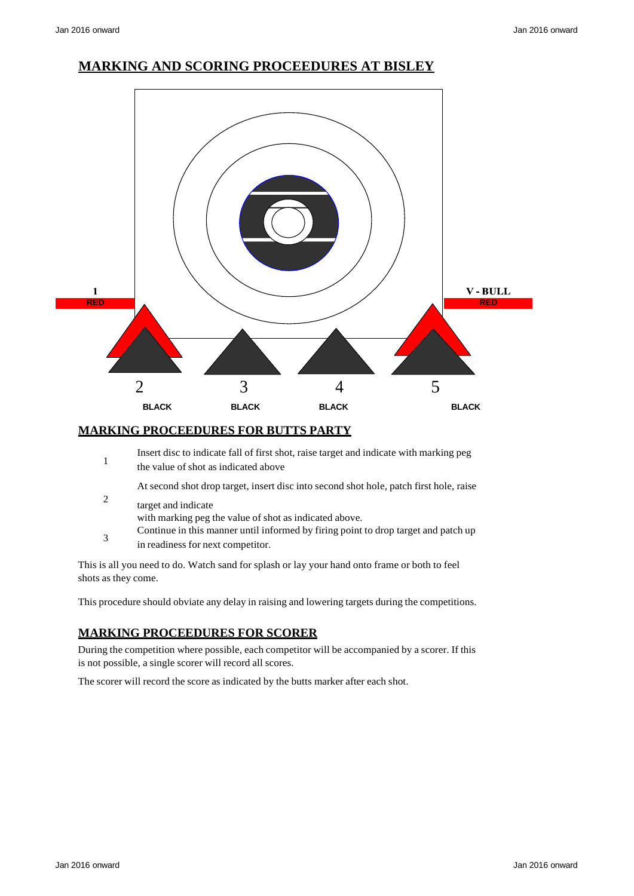# MARKING AND SCORING PROCEEDURES AT BISLEY

1
RED

V - BULL
RED

2
BLACK

3
BLACK

4
BLACK

5
BLACK

## MARKING PROCEEDURES FOR BUTTS PARTY

1. Insert disc to indicate fall of first shot, raise target and indicate with marking peg the value of shot as indicated above
2. At second shot drop target, insert disc into second shot hole, patch first hole, raise target and indicate with marking peg the value of shot as indicated above.
3. Continue in this manner until informed by firing point to drop target and patch up in readiness for next competitor.

This is all you need to do. Watch sand for splash or lay your hand onto frame or both to feel shots as they come.

This procedure should obviate any delay in raising and lowering targets during the competitions.

## MARKING PROCEEDURES FOR SCORER

During the competition where possible, each competitor will be accompanied by a scorer. If this is not possible, a single scorer will record all scores.

The scorer will record the score as indicated by the butts marker after each shot.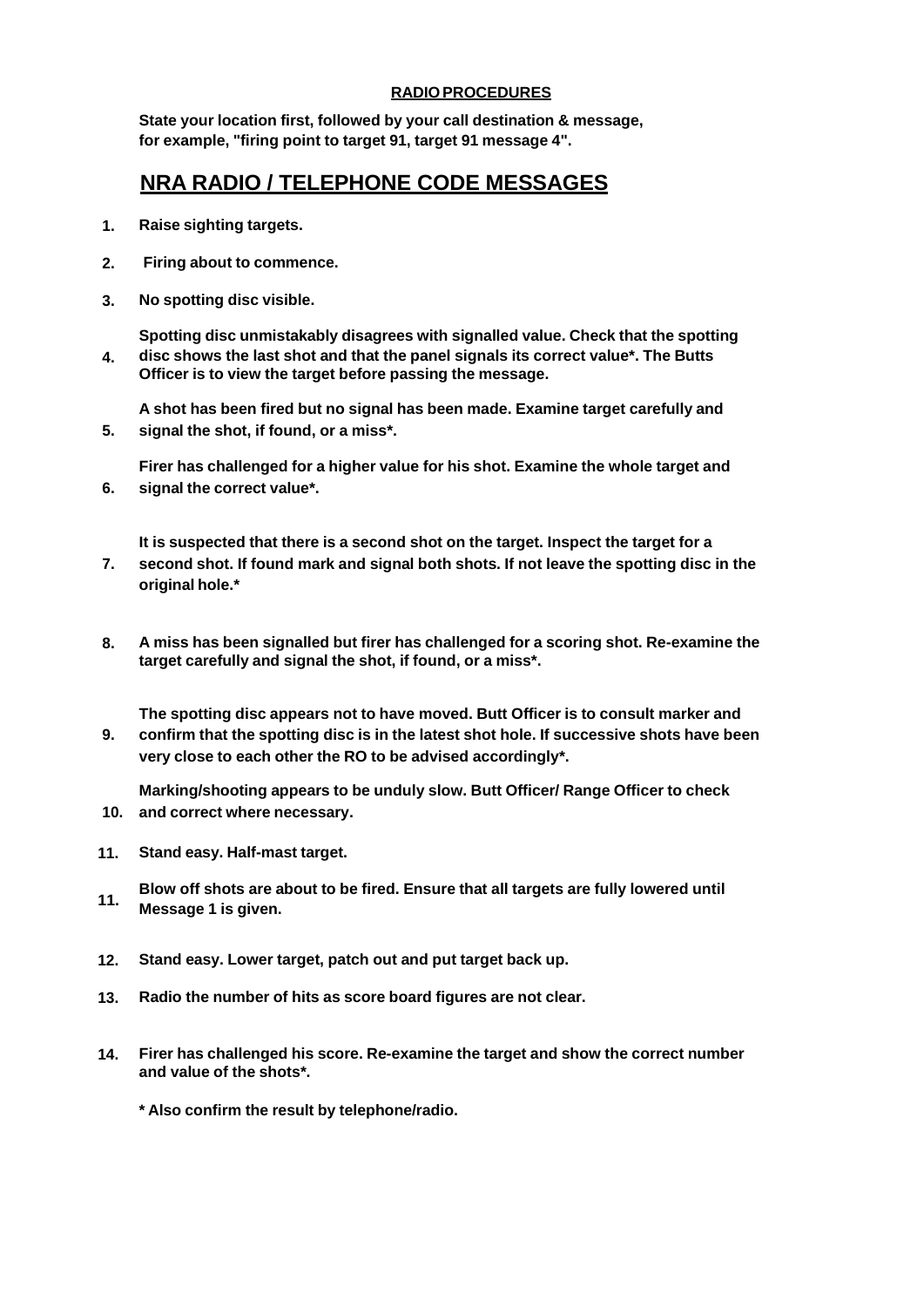**RADIO PROCEDURES**

**State your location first, followed by your call destination & message, for example, "firing point to target 91, target 91 message 4".**

## NRA RADIO / TELEPHONE CODE MESSAGES

**1.** **Raise sighting targets.**

**2.** **Firing about to commence.**

**3.** **No spotting disc visible.**

**4.** **Spotting disc unmistakably disagrees with signalled value. Check that the spotting disc shows the last shot and that the panel signals its correct value*. The Butts Officer is to view the target before passing the message.**

**5.** **A shot has been fired but no signal has been made. Examine target carefully and signal the shot, if found, or a miss*.**

**6.** **Firer has challenged for a higher value for his shot. Examine the whole target and signal the correct value*.**

**7.** **It is suspected that there is a second shot on the target. Inspect the target for a second shot. If found mark and signal both shots. If not leave the spotting disc in the original hole.***

**8.** **A miss has been signalled but firer has challenged for a scoring shot. Re-examine the target carefully and signal the shot, if found, or a miss*.**

**9.** **The spotting disc appears not to have moved. Butt Officer is to consult marker and confirm that the spotting disc is in the latest shot hole. If successive shots have been very close to each other the RO to be advised accordingly*.**

**10.** **Marking/shooting appears to be unduly slow. Butt Officer/ Range Officer to check and correct where necessary.**

**11.** **Stand easy. Half-mast target.**

**11.** **Blow off shots are about to be fired. Ensure that all targets are fully lowered until Message 1 is given.**

**12.** **Stand easy. Lower target, patch out and put target back up.**

**13.** **Radio the number of hits as score board figures are not clear.**

**14.** **Firer has challenged his score. Re-examine the target and show the correct number and value of the shots*.**

**\* Also confirm the result by telephone/radio.**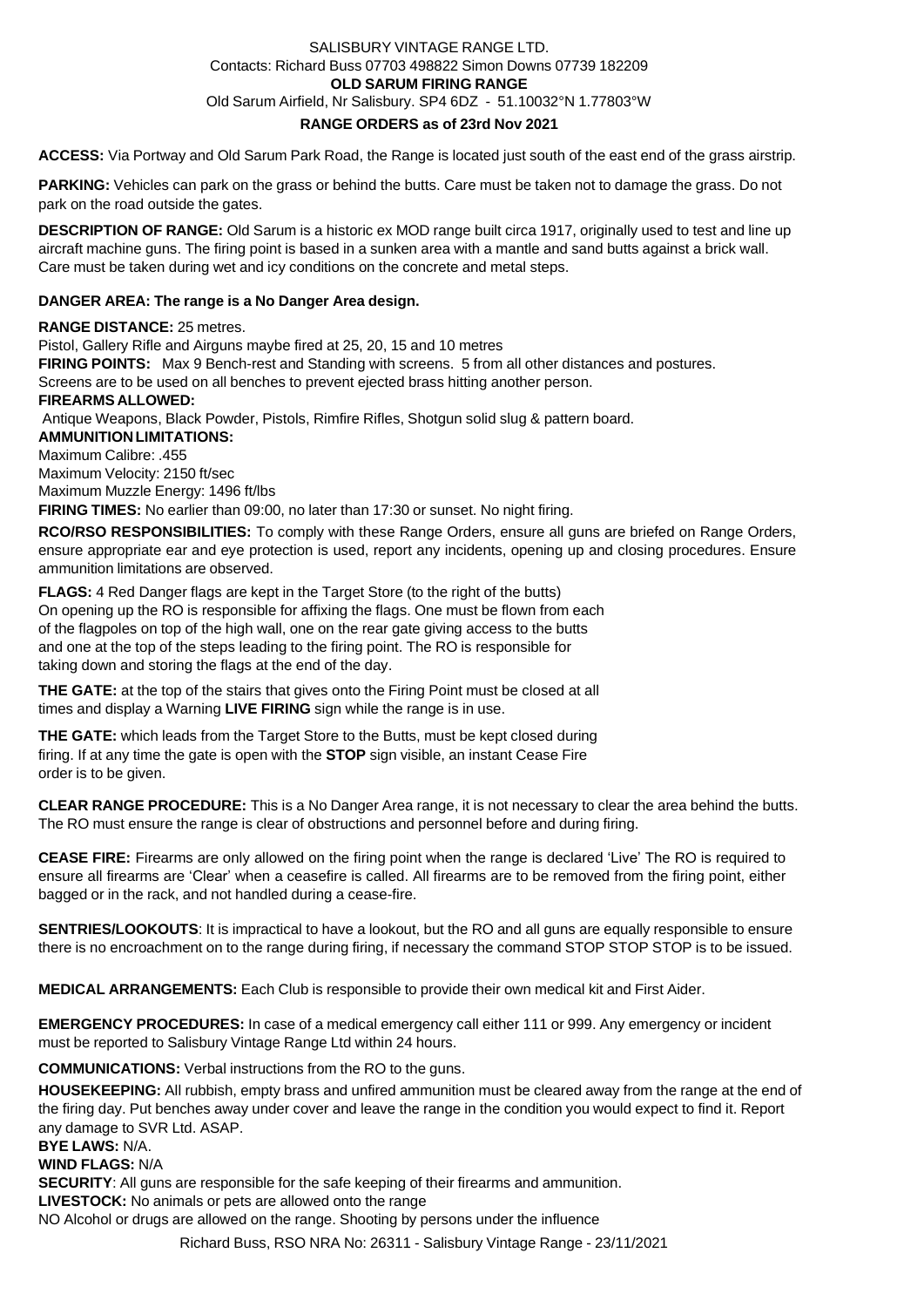SALISBURY VINTAGE RANGE LTD.
Contacts: Richard Buss 07703 498822 Simon Downs 07739 182209

**OLD SARUM FIRING RANGE**

Old Sarum Airfield, Nr Salisbury. SP4 6DZ - 51.10032°N 1.77803°W

**RANGE ORDERS as of 23rd Nov 2021**

**ACCESS:** Via Portway and Old Sarum Park Road, the Range is located just south of the east end of the grass airstrip.

**PARKING:** Vehicles can park on the grass or behind the butts. Care must be taken not to damage the grass. Do not park on the road outside the gates.

**DESCRIPTION OF RANGE:** Old Sarum is a historic ex MOD range built circa 1917, originally used to test and line up aircraft machine guns. The firing point is based in a sunken area with a mantle and sand butts against a brick wall. Care must be taken during wet and icy conditions on the concrete and metal steps.

**DANGER AREA: The range is a No Danger Area design.**

**RANGE DISTANCE:** 25 metres.
Pistol, Gallery Rifle and Airguns maybe fired at 25, 20, 15 and 10 metres

**FIRING POINTS:** Max 9 Bench-rest and Standing with screens. 5 from all other distances and postures.
Screens are to be used on all benches to prevent ejected brass hitting another person.

**FIREARMS ALLOWED:**
Antique Weapons, Black Powder, Pistols, Rimfire Rifles, Shotgun solid slug & pattern board.

**AMMUNITION LIMITATIONS:**
Maximum Calibre: .455
Maximum Velocity: 2150 ft/sec
Maximum Muzzle Energy: 1496 ft/lbs

**FIRING TIMES:** No earlier than 09:00, no later than 17:30 or sunset. No night firing.

**RCO/RSO RESPONSIBILITIES:** To comply with these Range Orders, ensure all guns are briefed on Range Orders, ensure appropriate ear and eye protection is used, report any incidents, opening up and closing procedures. Ensure ammunition limitations are observed.

**FLAGS:** 4 Red Danger flags are kept in the Target Store (to the right of the butts) On opening up the RO is responsible for affixing the flags. One must be flown from each of the flagpoles on top of the high wall, one on the rear gate giving access to the butts and one at the top of the steps leading to the firing point. The RO is responsible for taking down and storing the flags at the end of the day.

**THE GATE:** at the top of the stairs that gives onto the Firing Point must be closed at all times and display a Warning **LIVE FIRING** sign while the range is in use.

**THE GATE:** which leads from the Target Store to the Butts, must be kept closed during firing. If at any time the gate is open with the **STOP** sign visible, an instant Cease Fire order is to be given.

**CLEAR RANGE PROCEDURE:** This is a No Danger Area range, it is not necessary to clear the area behind the butts. The RO must ensure the range is clear of obstructions and personnel before and during firing.

**CEASE FIRE:** Firearms are only allowed on the firing point when the range is declared 'Live' The RO is required to ensure all firearms are 'Clear' when a ceasefire is called. All firearms are to be removed from the firing point, either bagged or in the rack, and not handled during a cease-fire.

**SENTRIES/LOOKOUTS**: It is impractical to have a lookout, but the RO and all guns are equally responsible to ensure there is no encroachment on to the range during firing, if necessary the command STOP STOP STOP is to be issued.

**MEDICAL ARRANGEMENTS:** Each Club is responsible to provide their own medical kit and First Aider.

**EMERGENCY PROCEDURES:** In case of a medical emergency call either 111 or 999. Any emergency or incident must be reported to Salisbury Vintage Range Ltd within 24 hours.

**COMMUNICATIONS:** Verbal instructions from the RO to the guns.

**HOUSEKEEPING:** All rubbish, empty brass and unfired ammunition must be cleared away from the range at the end of the firing day. Put benches away under cover and leave the range in the condition you would expect to find it. Report any damage to SVR Ltd. ASAP.

**BYE LAWS:** N/A.

**WIND FLAGS:** N/A

**SECURITY**: All guns are responsible for the safe keeping of their firearms and ammunition.

**LIVESTOCK:** No animals or pets are allowed onto the range

NO Alcohol or drugs are allowed on the range. Shooting by persons under the influence

Richard Buss, RSO NRA No: 26311 - Salisbury Vintage Range - 23/11/2021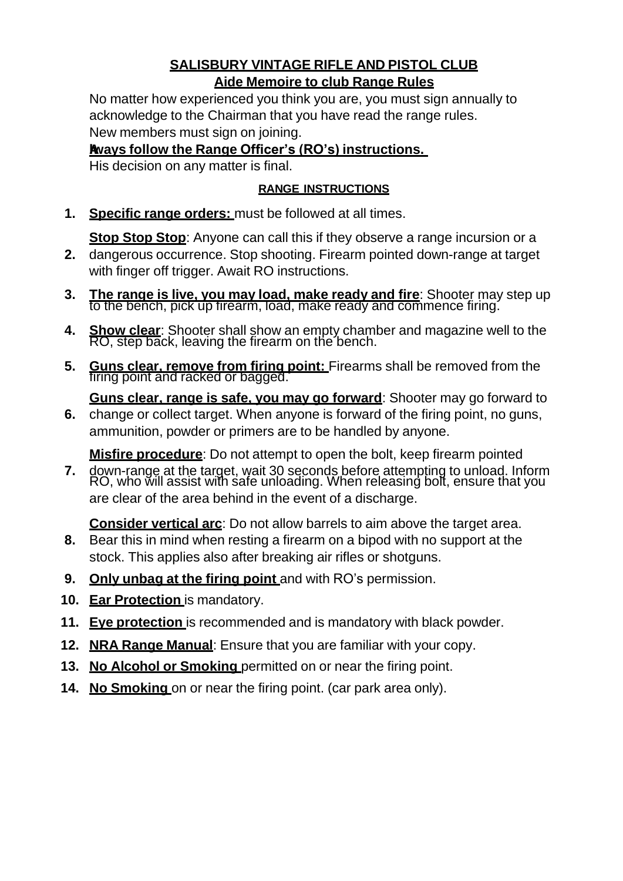**SALISBURY VINTAGE RIFLE AND PISTOL CLUB**

**Aide Memoire to club Range Rules**

No matter how experienced you think you are, you must sign annually to acknowledge to the Chairman that you have read the range rules.
New members must sign on joining.

**Always follow the Range Officer's (RO's) instructions.**
His decision on any matter is final.

**RANGE INSTRUCTIONS**

1. **Specific range orders:** must be followed at all times.
2. **Stop Stop Stop**: Anyone can call this if they observe a range incursion or a dangerous occurrence. Stop shooting. Firearm pointed down-range at target with finger off trigger. Await RO instructions.
3. **The range is live, you may load, make ready and fire**: Shooter may step up to the bench, pick up firearm, load, make ready and commence firing.
4. **Show clear**: Shooter shall show an empty chamber and magazine well to the RO, step back, leaving the firearm on the bench.
5. **Guns clear, remove from firing point:** Firearms shall be removed from the firing point and racked or bagged.
6. **Guns clear, range is safe, you may go forward**: Shooter may go forward to change or collect target. When anyone is forward of the firing point, no guns, ammunition, powder or primers are to be handled by anyone.
7. **Misfire procedure**: Do not attempt to open the bolt, keep firearm pointed down-range at the target, wait 30 seconds before attempting to unload. Inform RO, who will assist with safe unloading. When releasing bolt, ensure that you are clear of the area behind in the event of a discharge.
8. **Consider vertical arc**: Do not allow barrels to aim above the target area. Bear this in mind when resting a firearm on a bipod with no support at the stock. This applies also after breaking air rifles or shotguns.
9. **Only unbag at the firing point** and with RO's permission.
10. **Ear Protection** is mandatory.
11. **Eye protection** is recommended and is mandatory with black powder.
12. **NRA Range Manual**: Ensure that you are familiar with your copy.
13. **No Alcohol or Smoking** permitted on or near the firing point.
14. **No Smoking** on or near the firing point. (car park area only).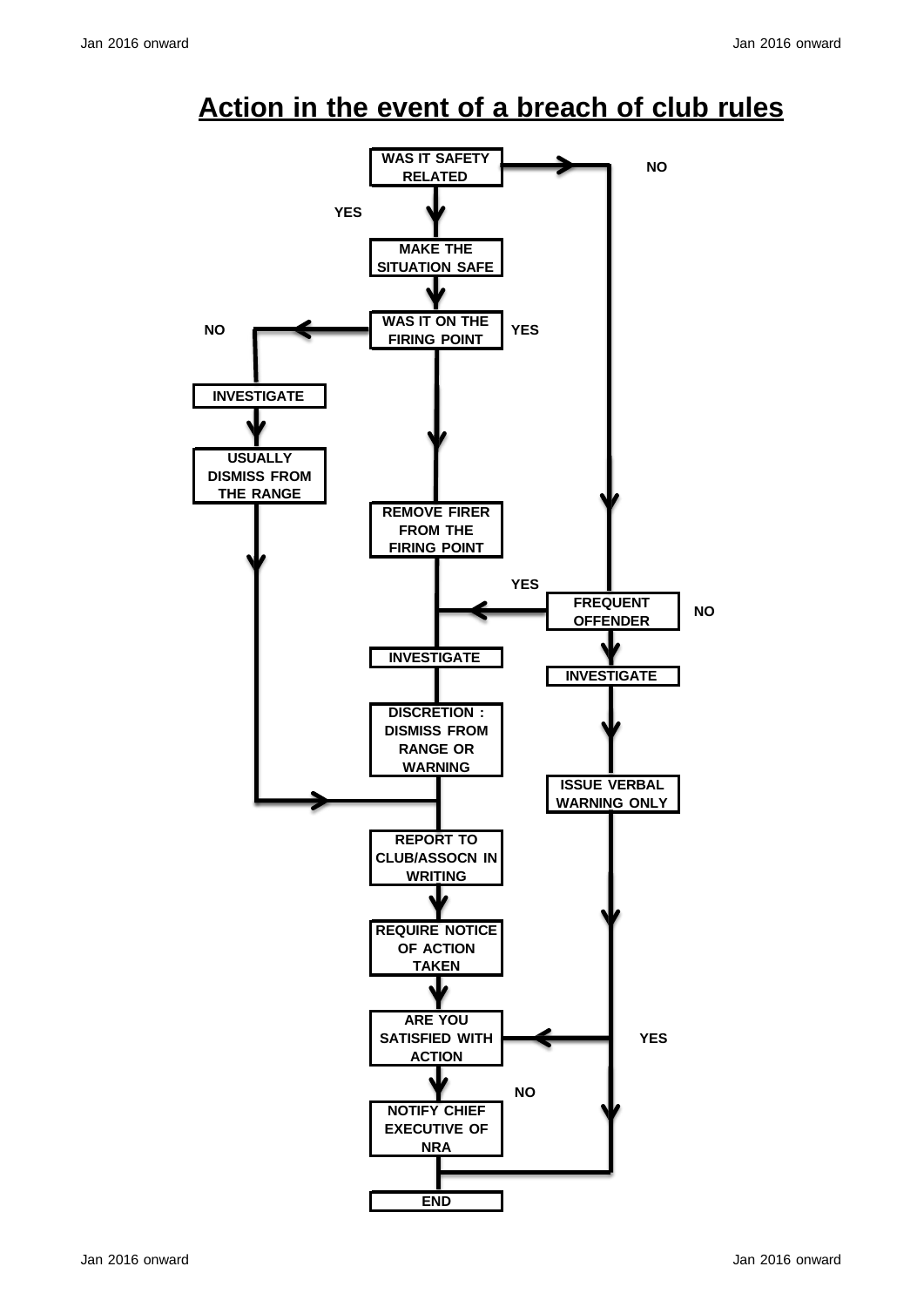## Action in the event of a breach of club rules

WAS IT SAFETY RELATED

- NO → FREQUENT OFFENDER
- YES → MAKE THE SITUATION SAFE → WAS IT ON THE FIRING POINT
  - NO → INVESTIGATE → USUALLY DISMISS FROM THE RANGE → REPORT TO CLUB/ASSOCN IN WRITING
  - YES → REMOVE FIRER FROM THE FIRING POINT → INVESTIGATE → DISCRETION : DISMISS FROM RANGE OR WARNING → REPORT TO CLUB/ASSOCN IN WRITING

FREQUENT OFFENDER

- YES → INVESTIGATE → DISCRETION : DISMISS FROM RANGE OR WARNING → REPORT TO CLUB/ASSOCN IN WRITING
- NO → INVESTIGATE → ISSUE VERBAL WARNING ONLY → END

REPORT TO CLUB/ASSOCN IN WRITING → REQUIRE NOTICE OF ACTION TAKEN → ARE YOU SATISFIED WITH ACTION

- YES → END
- NO → NOTIFY CHIEF EXECUTIVE OF NRA → END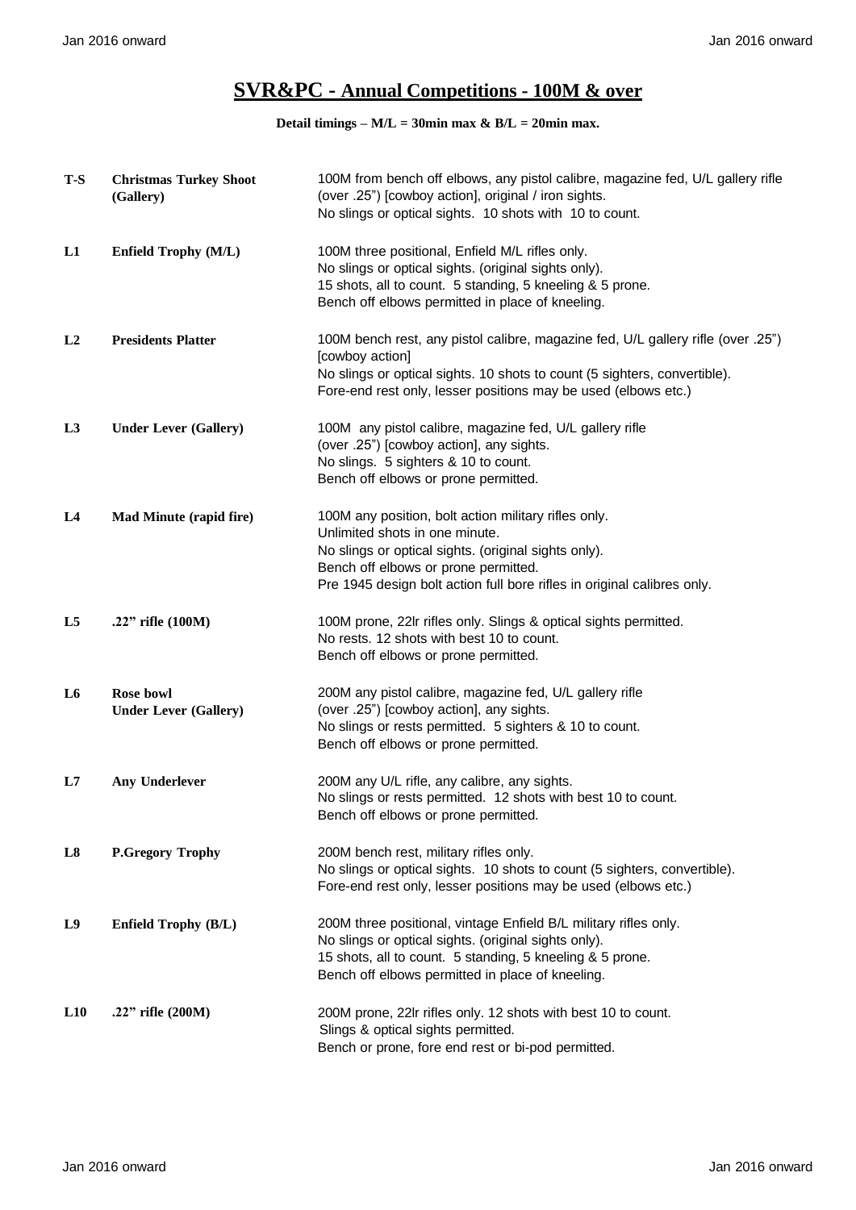# SVR&PC - Annual Competitions - 100M & over

**Detail timings – M/L = 30min max & B/L = 20min max.**

| | | |
|---|---|---|
| **T-S** | **Christmas Turkey Shoot (Gallery)** | 100M from bench off elbows, any pistol calibre, magazine fed, U/L gallery rifle (over .25") [cowboy action], original / iron sights. No slings or optical sights. 10 shots with 10 to count. |
| **L1** | **Enfield Trophy (M/L)** | 100M three positional, Enfield M/L rifles only. No slings or optical sights. (original sights only). 15 shots, all to count. 5 standing, 5 kneeling & 5 prone. Bench off elbows permitted in place of kneeling. |
| **L2** | **Presidents Platter** | 100M bench rest, any pistol calibre, magazine fed, U/L gallery rifle (over .25") [cowboy action] No slings or optical sights. 10 shots to count (5 sighters, convertible). Fore-end rest only, lesser positions may be used (elbows etc.) |
| **L3** | **Under Lever (Gallery)** | 100M any pistol calibre, magazine fed, U/L gallery rifle (over .25") [cowboy action], any sights. No slings. 5 sighters & 10 to count. Bench off elbows or prone permitted. |
| **L4** | **Mad Minute (rapid fire)** | 100M any position, bolt action military rifles only. Unlimited shots in one minute. No slings or optical sights. (original sights only). Bench off elbows or prone permitted. Pre 1945 design bolt action full bore rifles in original calibres only. |
| **L5** | **.22" rifle (100M)** | 100M prone, 22lr rifles only. Slings & optical sights permitted. No rests. 12 shots with best 10 to count. Bench off elbows or prone permitted. |
| **L6** | **Rose bowl Under Lever (Gallery)** | 200M any pistol calibre, magazine fed, U/L gallery rifle (over .25") [cowboy action], any sights. No slings or rests permitted. 5 sighters & 10 to count. Bench off elbows or prone permitted. |
| **L7** | **Any Underlever** | 200M any U/L rifle, any calibre, any sights. No slings or rests permitted. 12 shots with best 10 to count. Bench off elbows or prone permitted. |
| **L8** | **P.Gregory Trophy** | 200M bench rest, military rifles only. No slings or optical sights. 10 shots to count (5 sighters, convertible). Fore-end rest only, lesser positions may be used (elbows etc.) |
| **L9** | **Enfield Trophy (B/L)** | 200M three positional, vintage Enfield B/L military rifles only. No slings or optical sights. (original sights only). 15 shots, all to count. 5 standing, 5 kneeling & 5 prone. Bench off elbows permitted in place of kneeling. |
| **L10** | **.22" rifle (200M)** | 200M prone, 22lr rifles only. 12 shots with best 10 to count. Slings & optical sights permitted. Bench or prone, fore end rest or bi-pod permitted. |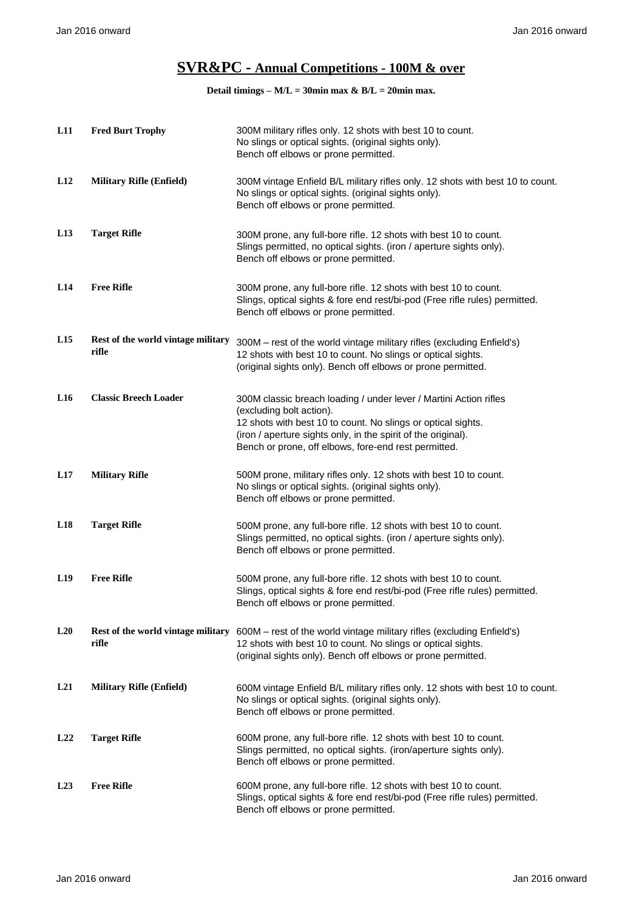# SVR&PC - Annual Competitions - 100M & over

**Detail timings – M/L = 30min max & B/L = 20min max.**

| | | |
|---|---|---|
| **L11** | **Fred Burt Trophy** | 300M military rifles only. 12 shots with best 10 to count.<br>No slings or optical sights. (original sights only).<br>Bench off elbows or prone permitted. |
| **L12** | **Military Rifle (Enfield)** | 300M vintage Enfield B/L military rifles only. 12 shots with best 10 to count.<br>No slings or optical sights. (original sights only).<br>Bench off elbows or prone permitted. |
| **L13** | **Target Rifle** | 300M prone, any full-bore rifle. 12 shots with best 10 to count.<br>Slings permitted, no optical sights. (iron / aperture sights only).<br>Bench off elbows or prone permitted. |
| **L14** | **Free Rifle** | 300M prone, any full-bore rifle. 12 shots with best 10 to count.<br>Slings, optical sights & fore end rest/bi-pod (Free rifle rules) permitted.<br>Bench off elbows or prone permitted. |
| **L15** | **Rest of the world vintage military rifle** | 300M – rest of the world vintage military rifles (excluding Enfield's)<br>12 shots with best 10 to count. No slings or optical sights.<br>(original sights only). Bench off elbows or prone permitted. |
| **L16** | **Classic Breech Loader** | 300M classic breach loading / under lever / Martini Action rifles<br>(excluding bolt action).<br>12 shots with best 10 to count. No slings or optical sights.<br>(iron / aperture sights only, in the spirit of the original).<br>Bench or prone, off elbows, fore-end rest permitted. |
| **L17** | **Military Rifle** | 500M prone, military rifles only. 12 shots with best 10 to count.<br>No slings or optical sights. (original sights only).<br>Bench off elbows or prone permitted. |
| **L18** | **Target Rifle** | 500M prone, any full-bore rifle. 12 shots with best 10 to count.<br>Slings permitted, no optical sights. (iron / aperture sights only).<br>Bench off elbows or prone permitted. |
| **L19** | **Free Rifle** | 500M prone, any full-bore rifle. 12 shots with best 10 to count.<br>Slings, optical sights & fore end rest/bi-pod (Free rifle rules) permitted.<br>Bench off elbows or prone permitted. |
| **L20** | **Rest of the world vintage military rifle** | 600M – rest of the world vintage military rifles (excluding Enfield's)<br>12 shots with best 10 to count. No slings or optical sights.<br>(original sights only). Bench off elbows or prone permitted. |
| **L21** | **Military Rifle (Enfield)** | 600M vintage Enfield B/L military rifles only. 12 shots with best 10 to count.<br>No slings or optical sights. (original sights only).<br>Bench off elbows or prone permitted. |
| **L22** | **Target Rifle** | 600M prone, any full-bore rifle. 12 shots with best 10 to count.<br>Slings permitted, no optical sights. (iron/aperture sights only).<br>Bench off elbows or prone permitted. |
| **L23** | **Free Rifle** | 600M prone, any full-bore rifle. 12 shots with best 10 to count.<br>Slings, optical sights & fore end rest/bi-pod (Free rifle rules) permitted.<br>Bench off elbows or prone permitted. |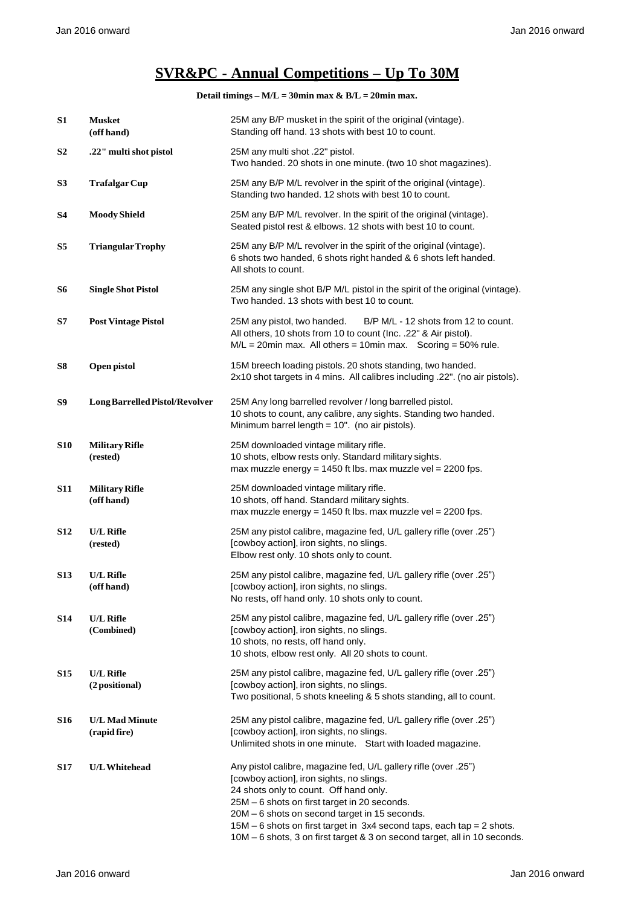# SVR&PC - Annual Competitions – Up To 30M

**Detail timings – M/L = 30min max & B/L = 20min max.**

| | | |
|---|---|---|
| **S1** | **Musket (off hand)** | 25M any B/P musket in the spirit of the original (vintage). Standing off hand. 13 shots with best 10 to count. |
| **S2** | **.22" multi shot pistol** | 25M any multi shot .22" pistol. Two handed. 20 shots in one minute. (two 10 shot magazines). |
| **S3** | **Trafalgar Cup** | 25M any B/P M/L revolver in the spirit of the original (vintage). Standing two handed. 12 shots with best 10 to count. |
| **S4** | **Moody Shield** | 25M any B/P M/L revolver. In the spirit of the original (vintage). Seated pistol rest & elbows. 12 shots with best 10 to count. |
| **S5** | **Triangular Trophy** | 25M any B/P M/L revolver in the spirit of the original (vintage). 6 shots two handed, 6 shots right handed & 6 shots left handed. All shots to count. |
| **S6** | **Single Shot Pistol** | 25M any single shot B/P M/L pistol in the spirit of the original (vintage). Two handed. 13 shots with best 10 to count. |
| **S7** | **Post Vintage Pistol** | 25M any pistol, two handed. B/P M/L - 12 shots from 12 to count. All others, 10 shots from 10 to count (Inc. .22" & Air pistol). M/L = 20min max. All others = 10min max. Scoring = 50% rule. |
| **S8** | **Open pistol** | 15M breech loading pistols. 20 shots standing, two handed. 2x10 shot targets in 4 mins. All calibres including .22". (no air pistols). |
| **S9** | **Long Barrelled Pistol/Revolver** | 25M Any long barrelled revolver / long barrelled pistol. 10 shots to count, any calibre, any sights. Standing two handed. Minimum barrel length = 10". (no air pistols). |
| **S10** | **Military Rifle (rested)** | 25M downloaded vintage military rifle. 10 shots, elbow rests only. Standard military sights. max muzzle energy = 1450 ft lbs. max muzzle vel = 2200 fps. |
| **S11** | **Military Rifle (off hand)** | 25M downloaded vintage military rifle. 10 shots, off hand. Standard military sights. max muzzle energy = 1450 ft lbs. max muzzle vel = 2200 fps. |
| **S12** | **U/L Rifle (rested)** | 25M any pistol calibre, magazine fed, U/L gallery rifle (over .25") [cowboy action], iron sights, no slings. Elbow rest only. 10 shots only to count. |
| **S13** | **U/L Rifle (off hand)** | 25M any pistol calibre, magazine fed, U/L gallery rifle (over .25") [cowboy action], iron sights, no slings. No rests, off hand only. 10 shots only to count. |
| **S14** | **U/L Rifle (Combined)** | 25M any pistol calibre, magazine fed, U/L gallery rifle (over .25") [cowboy action], iron sights, no slings. 10 shots, no rests, off hand only. 10 shots, elbow rest only. All 20 shots to count. |
| **S15** | **U/L Rifle (2 positional)** | 25M any pistol calibre, magazine fed, U/L gallery rifle (over .25") [cowboy action], iron sights, no slings. Two positional, 5 shots kneeling & 5 shots standing, all to count. |
| **S16** | **U/L Mad Minute (rapid fire)** | 25M any pistol calibre, magazine fed, U/L gallery rifle (over .25") [cowboy action], iron sights, no slings. Unlimited shots in one minute. Start with loaded magazine. |
| **S17** | **U/L Whitehead** | Any pistol calibre, magazine fed, U/L gallery rifle (over .25") [cowboy action], iron sights, no slings. 24 shots only to count. Off hand only. 25M – 6 shots on first target in 20 seconds. 20M – 6 shots on second target in 15 seconds. 15M – 6 shots on first target in 3x4 second taps, each tap = 2 shots. 10M – 6 shots, 3 on first target & 3 on second target, all in 10 seconds. |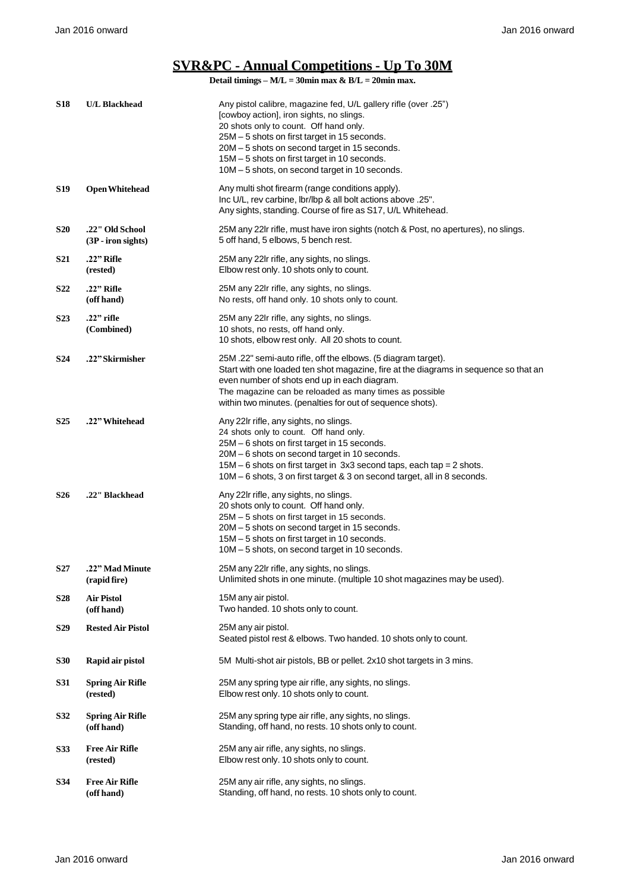# SVR&PC - Annual Competitions - Up To 30M

**Detail timings – M/L = 30min max & B/L = 20min max.**

| | | |
|---|---|---|
| **S18** | **U/L Blackhead** | Any pistol calibre, magazine fed, U/L gallery rifle (over .25")<br>[cowboy action], iron sights, no slings.<br>20 shots only to count. Off hand only.<br>25M – 5 shots on first target in 15 seconds.<br>20M – 5 shots on second target in 15 seconds.<br>15M – 5 shots on first target in 10 seconds.<br>10M – 5 shots, on second target in 10 seconds. |
| **S19** | **Open Whitehead** | Any multi shot firearm (range conditions apply).<br>Inc U/L, rev carbine, lbr/lbp & all bolt actions above .25".<br>Any sights, standing. Course of fire as S17, U/L Whitehead. |
| **S20** | **.22" Old School (3P - iron sights)** | 25M any 22lr rifle, must have iron sights (notch & Post, no apertures), no slings.<br>5 off hand, 5 elbows, 5 bench rest. |
| **S21** | **.22" Rifle (rested)** | 25M any 22lr rifle, any sights, no slings.<br>Elbow rest only. 10 shots only to count. |
| **S22** | **.22" Rifle (off hand)** | 25M any 22lr rifle, any sights, no slings.<br>No rests, off hand only. 10 shots only to count. |
| **S23** | **.22" rifle (Combined)** | 25M any 22lr rifle, any sights, no slings.<br>10 shots, no rests, off hand only.<br>10 shots, elbow rest only. All 20 shots to count. |
| **S24** | **.22" Skirmisher** | 25M .22" semi-auto rifle, off the elbows. (5 diagram target).<br>Start with one loaded ten shot magazine, fire at the diagrams in sequence so that an even number of shots end up in each diagram.<br>The magazine can be reloaded as many times as possible<br>within two minutes. (penalties for out of sequence shots). |
| **S25** | **.22" Whitehead** | Any 22lr rifle, any sights, no slings.<br>24 shots only to count. Off hand only.<br>25M – 6 shots on first target in 15 seconds.<br>20M – 6 shots on second target in 10 seconds.<br>15M – 6 shots on first target in 3x3 second taps, each tap = 2 shots.<br>10M – 6 shots, 3 on first target & 3 on second target, all in 8 seconds. |
| **S26** | **.22" Blackhead** | Any 22lr rifle, any sights, no slings.<br>20 shots only to count. Off hand only.<br>25M – 5 shots on first target in 15 seconds.<br>20M – 5 shots on second target in 15 seconds.<br>15M – 5 shots on first target in 10 seconds.<br>10M – 5 shots, on second target in 10 seconds. |
| **S27** | **.22" Mad Minute (rapid fire)** | 25M any 22lr rifle, any sights, no slings.<br>Unlimited shots in one minute. (multiple 10 shot magazines may be used). |
| **S28** | **Air Pistol (off hand)** | 15M any air pistol.<br>Two handed. 10 shots only to count. |
| **S29** | **Rested Air Pistol** | 25M any air pistol.<br>Seated pistol rest & elbows. Two handed. 10 shots only to count. |
| **S30** | **Rapid air pistol** | 5M Multi-shot air pistols, BB or pellet. 2x10 shot targets in 3 mins. |
| **S31** | **Spring Air Rifle (rested)** | 25M any spring type air rifle, any sights, no slings.<br>Elbow rest only. 10 shots only to count. |
| **S32** | **Spring Air Rifle (off hand)** | 25M any spring type air rifle, any sights, no slings.<br>Standing, off hand, no rests. 10 shots only to count. |
| **S33** | **Free Air Rifle (rested)** | 25M any air rifle, any sights, no slings.<br>Elbow rest only. 10 shots only to count. |
| **S34** | **Free Air Rifle (off hand)** | 25M any air rifle, any sights, no slings.<br>Standing, off hand, no rests. 10 shots only to count. |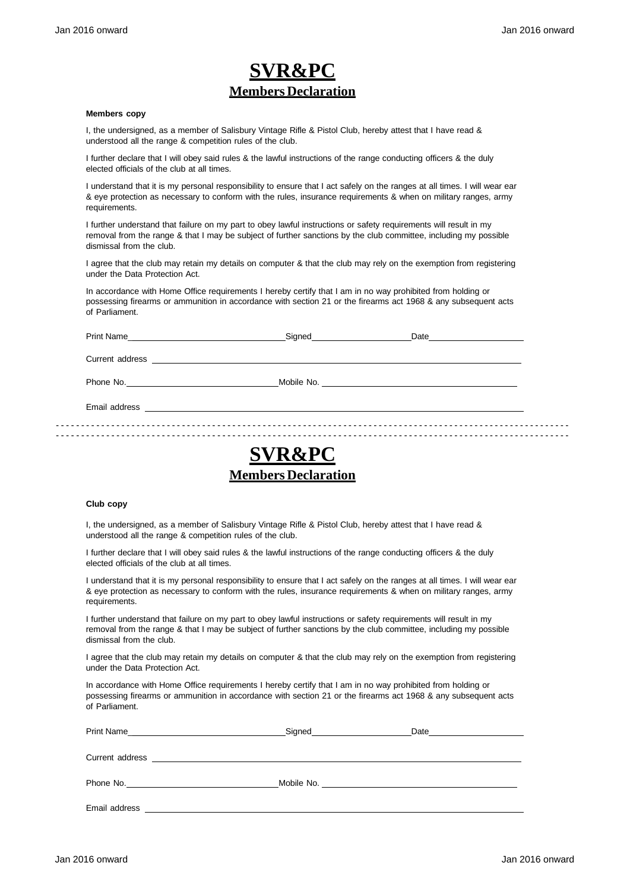# SVR&PC

## Members Declaration

**Members copy**

I, the undersigned, as a member of Salisbury Vintage Rifle & Pistol Club, hereby attest that I have read & understood all the range & competition rules of the club.

I further declare that I will obey said rules & the lawful instructions of the range conducting officers & the duly elected officials of the club at all times.

I understand that it is my personal responsibility to ensure that I act safely on the ranges at all times. I will wear ear & eye protection as necessary to conform with the rules, insurance requirements & when on military ranges, army requirements.

I further understand that failure on my part to obey lawful instructions or safety requirements will result in my removal from the range & that I may be subject of further sanctions by the club committee, including my possible dismissal from the club.

I agree that the club may retain my details on computer & that the club may rely on the exemption from registering under the Data Protection Act.

In accordance with Home Office requirements I hereby certify that I am in no way prohibited from holding or possessing firearms or ammunition in accordance with section 21 or the firearms act 1968 & any subsequent acts of Parliament.

Print Name\_\_\_\_\_\_\_\_\_\_\_\_\_\_\_\_\_\_\_\_\_\_\_\_ Signed\_\_\_\_\_\_\_\_\_\_\_\_\_\_\_\_ Date\_\_\_\_\_\_\_\_\_\_\_\_\_\_\_\_

Current address \_\_\_\_\_\_\_\_\_\_\_\_\_\_\_\_\_\_\_\_\_\_\_\_\_\_\_\_\_\_\_\_\_\_\_\_\_\_\_\_\_\_\_\_\_\_\_\_\_\_\_\_

Phone No.\_\_\_\_\_\_\_\_\_\_\_\_\_\_\_\_\_\_\_\_\_\_\_\_ Mobile No. \_\_\_\_\_\_\_\_\_\_\_\_\_\_\_\_\_\_\_\_\_\_\_\_\_\_\_\_\_\_

Email address \_\_\_\_\_\_\_\_\_\_\_\_\_\_\_\_\_\_\_\_\_\_\_\_\_\_\_\_\_\_\_\_\_\_\_\_\_\_\_\_\_\_\_\_\_\_\_\_\_\_\_\_\_\_

---

# SVR&PC

## Members Declaration

**Club copy**

I, the undersigned, as a member of Salisbury Vintage Rifle & Pistol Club, hereby attest that I have read & understood all the range & competition rules of the club.

I further declare that I will obey said rules & the lawful instructions of the range conducting officers & the duly elected officials of the club at all times.

I understand that it is my personal responsibility to ensure that I act safely on the ranges at all times. I will wear ear & eye protection as necessary to conform with the rules, insurance requirements & when on military ranges, army requirements.

I further understand that failure on my part to obey lawful instructions or safety requirements will result in my removal from the range & that I may be subject of further sanctions by the club committee, including my possible dismissal from the club.

I agree that the club may retain my details on computer & that the club may rely on the exemption from registering under the Data Protection Act.

In accordance with Home Office requirements I hereby certify that I am in no way prohibited from holding or possessing firearms or ammunition in accordance with section 21 or the firearms act 1968 & any subsequent acts of Parliament.

Print Name\_\_\_\_\_\_\_\_\_\_\_\_\_\_\_\_\_\_\_\_\_\_\_\_ Signed\_\_\_\_\_\_\_\_\_\_\_\_\_\_\_\_ Date\_\_\_\_\_\_\_\_\_\_\_\_\_\_\_\_

Current address \_\_\_\_\_\_\_\_\_\_\_\_\_\_\_\_\_\_\_\_\_\_\_\_\_\_\_\_\_\_\_\_\_\_\_\_\_\_\_\_\_\_\_\_\_\_\_\_\_\_\_\_

Phone No.\_\_\_\_\_\_\_\_\_\_\_\_\_\_\_\_\_\_\_\_\_\_\_\_ Mobile No. \_\_\_\_\_\_\_\_\_\_\_\_\_\_\_\_\_\_\_\_\_\_\_\_\_\_\_\_\_\_

Email address \_\_\_\_\_\_\_\_\_\_\_\_\_\_\_\_\_\_\_\_\_\_\_\_\_\_\_\_\_\_\_\_\_\_\_\_\_\_\_\_\_\_\_\_\_\_\_\_\_\_\_\_\_\_